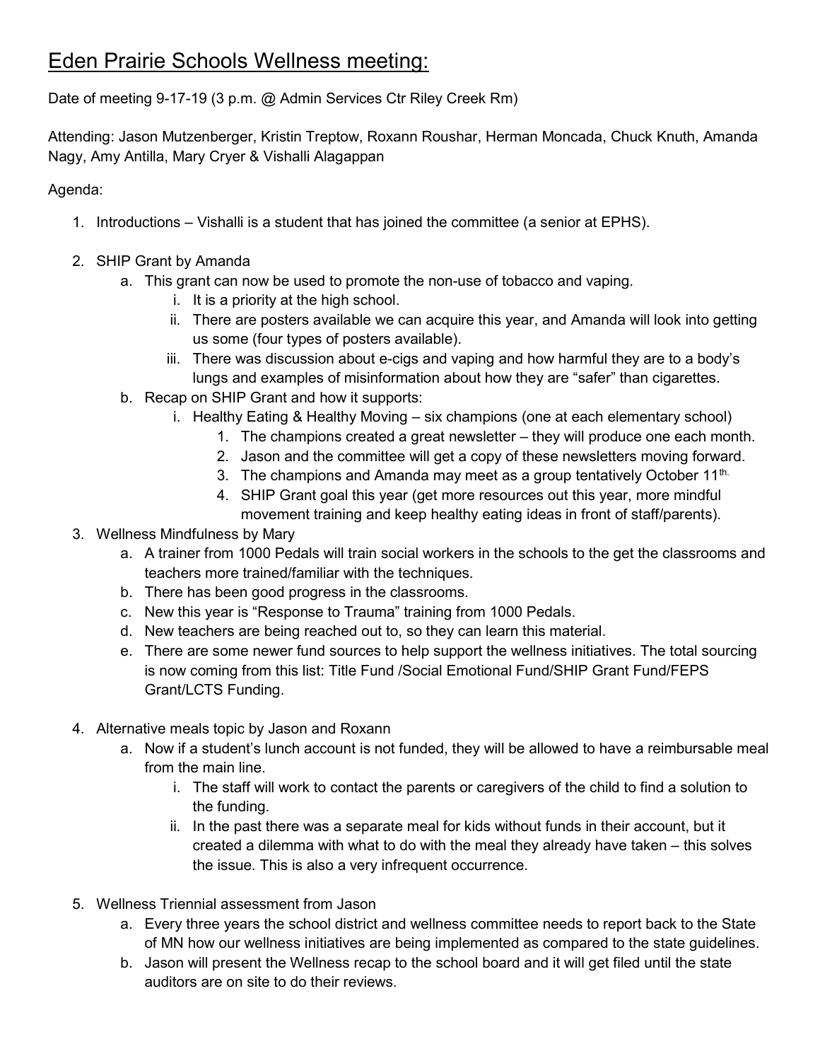# Eden Prairie Schools Wellness meeting:

Date of meeting 9-17-19 (3 p.m. @ Admin Services Ctr Riley Creek Rm)

Attending: Jason Mutzenberger, Kristin Treptow, Roxann Roushar, Herman Moncada, Chuck Knuth, Amanda Nagy, Amy Antilla, Mary Cryer & Vishalli Alagappan

Agenda:

1. Introductions – Vishalli is a student that has joined the committee (a senior at EPHS).

2. SHIP Grant by Amanda
   a. This grant can now be used to promote the non-use of tobacco and vaping.
      i. It is a priority at the high school.
      ii. There are posters available we can acquire this year, and Amanda will look into getting us some (four types of posters available).
      iii. There was discussion about e-cigs and vaping and how harmful they are to a body's lungs and examples of misinformation about how they are "safer" than cigarettes.
   b. Recap on SHIP Grant and how it supports:
      i. Healthy Eating & Healthy Moving – six champions (one at each elementary school)
         1. The champions created a great newsletter – they will produce one each month.
         2. Jason and the committee will get a copy of these newsletters moving forward.
         3. The champions and Amanda may meet as a group tentatively October 11th.
         4. SHIP Grant goal this year (get more resources out this year, more mindful movement training and keep healthy eating ideas in front of staff/parents).

3. Wellness Mindfulness by Mary
   a. A trainer from 1000 Pedals will train social workers in the schools to the get the classrooms and teachers more trained/familiar with the techniques.
   b. There has been good progress in the classrooms.
   c. New this year is "Response to Trauma" training from 1000 Pedals.
   d. New teachers are being reached out to, so they can learn this material.
   e. There are some newer fund sources to help support the wellness initiatives. The total sourcing is now coming from this list: Title Fund /Social Emotional Fund/SHIP Grant Fund/FEPS Grant/LCTS Funding.

4. Alternative meals topic by Jason and Roxann
   a. Now if a student's lunch account is not funded, they will be allowed to have a reimbursable meal from the main line.
      i. The staff will work to contact the parents or caregivers of the child to find a solution to the funding.
      ii. In the past there was a separate meal for kids without funds in their account, but it created a dilemma with what to do with the meal they already have taken – this solves the issue. This is also a very infrequent occurrence.

5. Wellness Triennial assessment from Jason
   a. Every three years the school district and wellness committee needs to report back to the State of MN how our wellness initiatives are being implemented as compared to the state guidelines.
   b. Jason will present the Wellness recap to the school board and it will get filed until the state auditors are on site to do their reviews.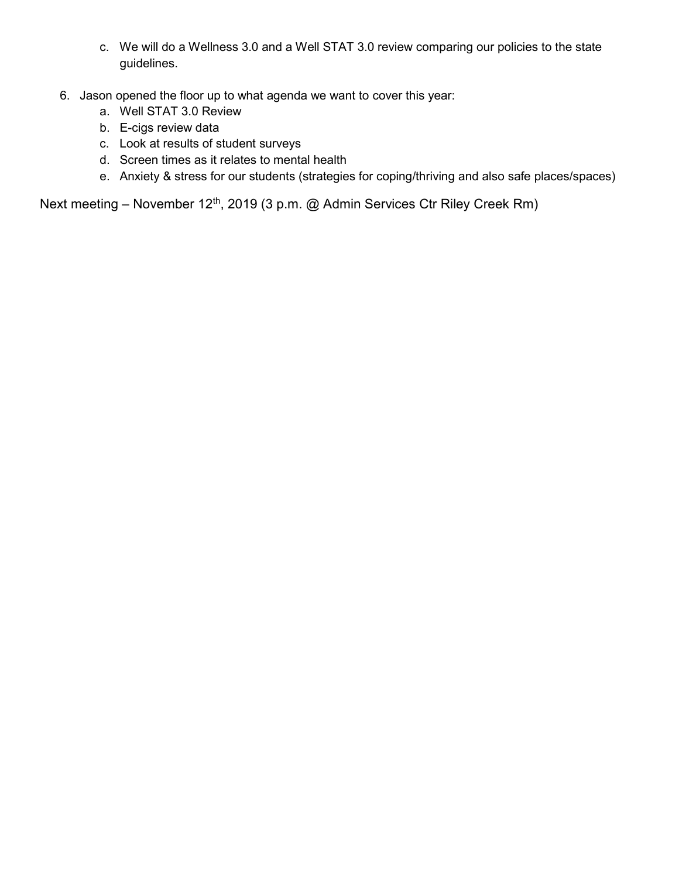c. We will do a Wellness 3.0 and a Well STAT 3.0 review comparing our policies to the state guidelines.

6. Jason opened the floor up to what agenda we want to cover this year:
   a. Well STAT 3.0 Review
   b. E-cigs review data
   c. Look at results of student surveys
   d. Screen times as it relates to mental health
   e. Anxiety & stress for our students (strategies for coping/thriving and also safe places/spaces)

Next meeting – November 12th, 2019 (3 p.m. @ Admin Services Ctr Riley Creek Rm)